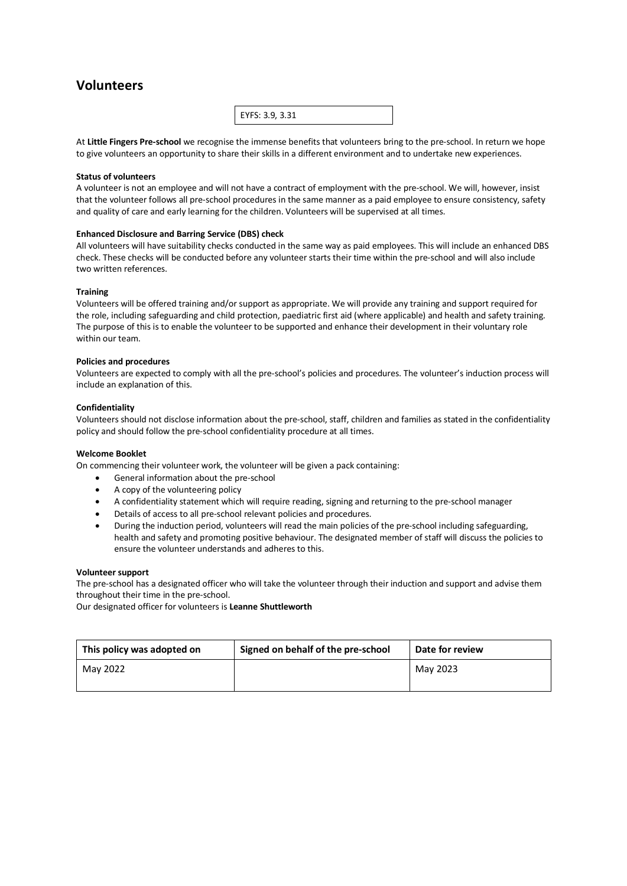# Volunteers

EYFS: 3.9, 3.31

At **Little Fingers Pre-school** we recognise the immense benefits that volunteers bring to the pre-school. In return we hope to give volunteers an opportunity to share their skills in a different environment and to undertake new experiences.

**Status of volunteers**
A volunteer is not an employee and will not have a contract of employment with the pre-school. We will, however, insist that the volunteer follows all pre-school procedures in the same manner as a paid employee to ensure consistency, safety and quality of care and early learning for the children. Volunteers will be supervised at all times.

**Enhanced Disclosure and Barring Service (DBS) check**
All volunteers will have suitability checks conducted in the same way as paid employees. This will include an enhanced DBS check. These checks will be conducted before any volunteer starts their time within the pre-school and will also include two written references.

**Training**
Volunteers will be offered training and/or support as appropriate. We will provide any training and support required for the role, including safeguarding and child protection, paediatric first aid (where applicable) and health and safety training. The purpose of this is to enable the volunteer to be supported and enhance their development in their voluntary role within our team.

**Policies and procedures**
Volunteers are expected to comply with all the pre-school's policies and procedures. The volunteer's induction process will include an explanation of this.

**Confidentiality**
Volunteers should not disclose information about the pre-school, staff, children and families as stated in the confidentiality policy and should follow the pre-school confidentiality procedure at all times.

**Welcome Booklet**
On commencing their volunteer work, the volunteer will be given a pack containing:

- General information about the pre-school
- A copy of the volunteering policy
- A confidentiality statement which will require reading, signing and returning to the pre-school manager
- Details of access to all pre-school relevant policies and procedures.
- During the induction period, volunteers will read the main policies of the pre-school including safeguarding, health and safety and promoting positive behaviour. The designated member of staff will discuss the policies to ensure the volunteer understands and adheres to this.

**Volunteer support**
The pre-school has a designated officer who will take the volunteer through their induction and support and advise them throughout their time in the pre-school.
Our designated officer for volunteers is **Leanne Shuttleworth**

| This policy was adopted on | Signed on behalf of the pre-school | Date for review |
|---|---|---|
| May 2022 | | May 2023 |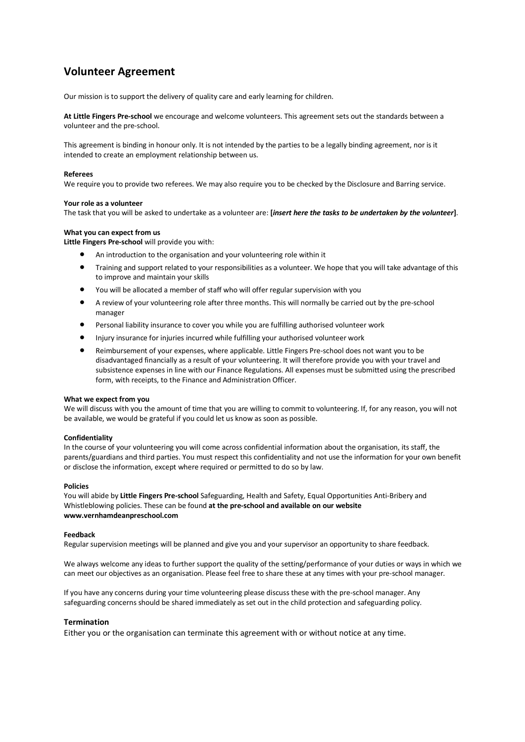# Volunteer Agreement

Our mission is to support the delivery of quality care and early learning for children.

**At Little Fingers Pre-school** we encourage and welcome volunteers. This agreement sets out the standards between a volunteer and the pre-school.

This agreement is binding in honour only. It is not intended by the parties to be a legally binding agreement, nor is it intended to create an employment relationship between us.

**Referees**
We require you to provide two referees. We may also require you to be checked by the Disclosure and Barring service.

**Your role as a volunteer**
The task that you will be asked to undertake as a volunteer are: **[*insert here the tasks to be undertaken by the volunteer*]**.

**What you can expect from us**
**Little Fingers Pre-school** will provide you with:

- An introduction to the organisation and your volunteering role within it
- Training and support related to your responsibilities as a volunteer. We hope that you will take advantage of this to improve and maintain your skills
- You will be allocated a member of staff who will offer regular supervision with you
- A review of your volunteering role after three months. This will normally be carried out by the pre-school manager
- Personal liability insurance to cover you while you are fulfilling authorised volunteer work
- Injury insurance for injuries incurred while fulfilling your authorised volunteer work
- Reimbursement of your expenses, where applicable. Little Fingers Pre-school does not want you to be disadvantaged financially as a result of your volunteering. It will therefore provide you with your travel and subsistence expenses in line with our Finance Regulations. All expenses must be submitted using the prescribed form, with receipts, to the Finance and Administration Officer.

**What we expect from you**
We will discuss with you the amount of time that you are willing to commit to volunteering. If, for any reason, you will not be available, we would be grateful if you could let us know as soon as possible.

**Confidentiality**
In the course of your volunteering you will come across confidential information about the organisation, its staff, the parents/guardians and third parties. You must respect this confidentiality and not use the information for your own benefit or disclose the information, except where required or permitted to do so by law.

**Policies**
You will abide by **Little Fingers Pre-school** Safeguarding, Health and Safety, Equal Opportunities Anti-Bribery and Whistleblowing policies. These can be found **at the pre-school and available on our website www.vernhamdeanpreschool.com**

**Feedback**
Regular supervision meetings will be planned and give you and your supervisor an opportunity to share feedback.

We always welcome any ideas to further support the quality of the setting/performance of your duties or ways in which we can meet our objectives as an organisation. Please feel free to share these at any times with your pre-school manager.

If you have any concerns during your time volunteering please discuss these with the pre-school manager. Any safeguarding concerns should be shared immediately as set out in the child protection and safeguarding policy.

**Termination**
Either you or the organisation can terminate this agreement with or without notice at any time.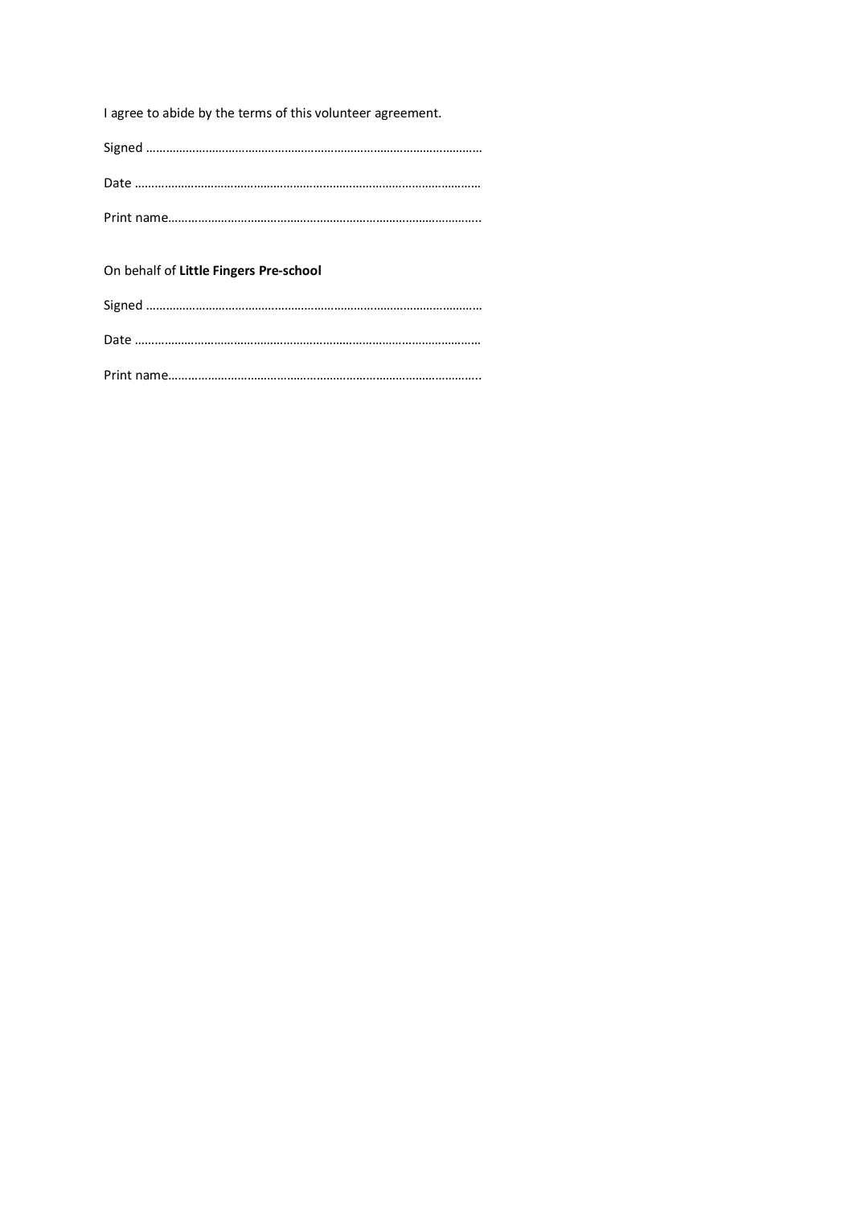I agree to abide by the terms of this volunteer agreement.

Signed ……………………………………………………………………………………

Date ………………………………………………………………………………………

Print name……………………………………………………………………………….

On behalf of **Little Fingers Pre-school**

Signed ……………………………………………………………………………………

Date ………………………………………………………………………………………

Print name……………………………………………………………………………….